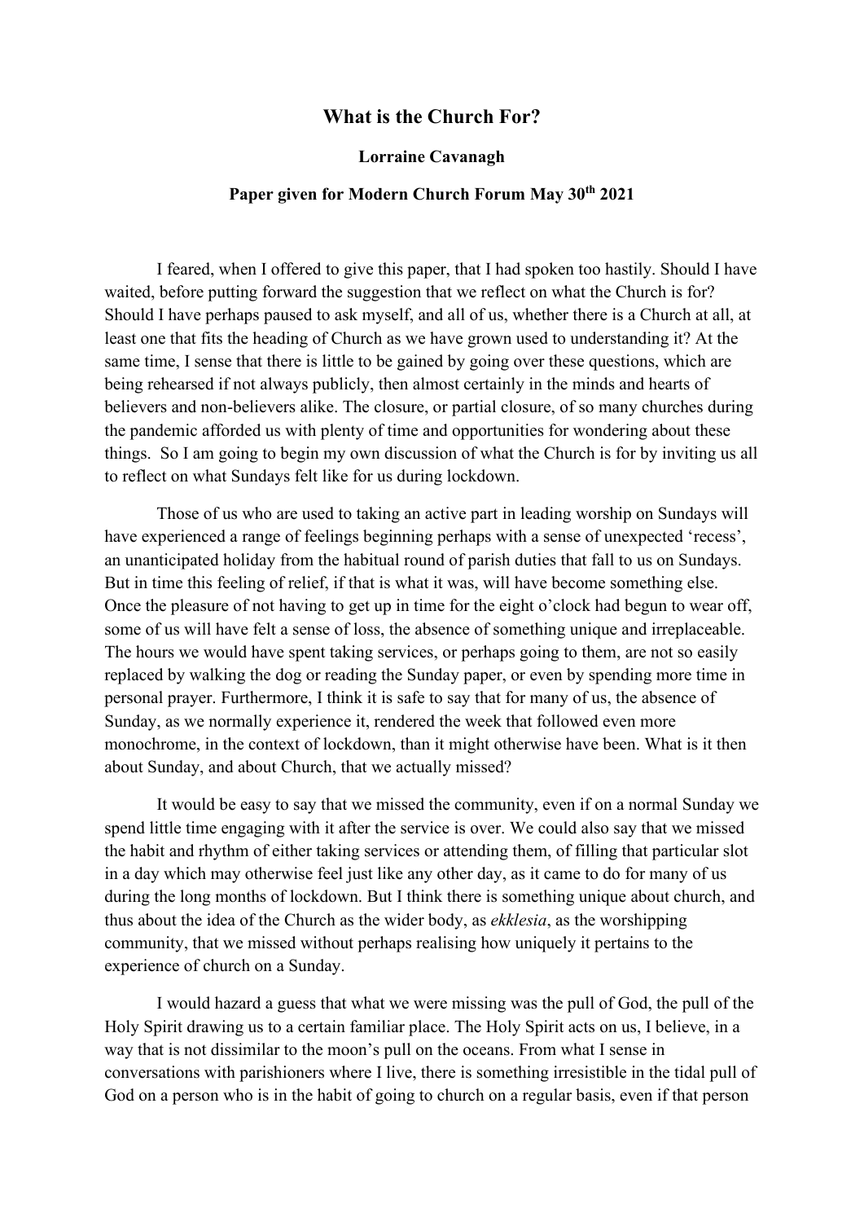# What is the Church For?

**Lorraine Cavanagh**

**Paper given for Modern Church Forum May 30th 2021**

I feared, when I offered to give this paper, that I had spoken too hastily. Should I have waited, before putting forward the suggestion that we reflect on what the Church is for? Should I have perhaps paused to ask myself, and all of us, whether there is a Church at all, at least one that fits the heading of Church as we have grown used to understanding it? At the same time, I sense that there is little to be gained by going over these questions, which are being rehearsed if not always publicly, then almost certainly in the minds and hearts of believers and non-believers alike. The closure, or partial closure, of so many churches during the pandemic afforded us with plenty of time and opportunities for wondering about these things. So I am going to begin my own discussion of what the Church is for by inviting us all to reflect on what Sundays felt like for us during lockdown.

Those of us who are used to taking an active part in leading worship on Sundays will have experienced a range of feelings beginning perhaps with a sense of unexpected 'recess', an unanticipated holiday from the habitual round of parish duties that fall to us on Sundays. But in time this feeling of relief, if that is what it was, will have become something else. Once the pleasure of not having to get up in time for the eight o'clock had begun to wear off, some of us will have felt a sense of loss, the absence of something unique and irreplaceable. The hours we would have spent taking services, or perhaps going to them, are not so easily replaced by walking the dog or reading the Sunday paper, or even by spending more time in personal prayer. Furthermore, I think it is safe to say that for many of us, the absence of Sunday, as we normally experience it, rendered the week that followed even more monochrome, in the context of lockdown, than it might otherwise have been. What is it then about Sunday, and about Church, that we actually missed?

It would be easy to say that we missed the community, even if on a normal Sunday we spend little time engaging with it after the service is over. We could also say that we missed the habit and rhythm of either taking services or attending them, of filling that particular slot in a day which may otherwise feel just like any other day, as it came to do for many of us during the long months of lockdown. But I think there is something unique about church, and thus about the idea of the Church as the wider body, as *ekklesia*, as the worshipping community, that we missed without perhaps realising how uniquely it pertains to the experience of church on a Sunday.

I would hazard a guess that what we were missing was the pull of God, the pull of the Holy Spirit drawing us to a certain familiar place. The Holy Spirit acts on us, I believe, in a way that is not dissimilar to the moon's pull on the oceans. From what I sense in conversations with parishioners where I live, there is something irresistible in the tidal pull of God on a person who is in the habit of going to church on a regular basis, even if that person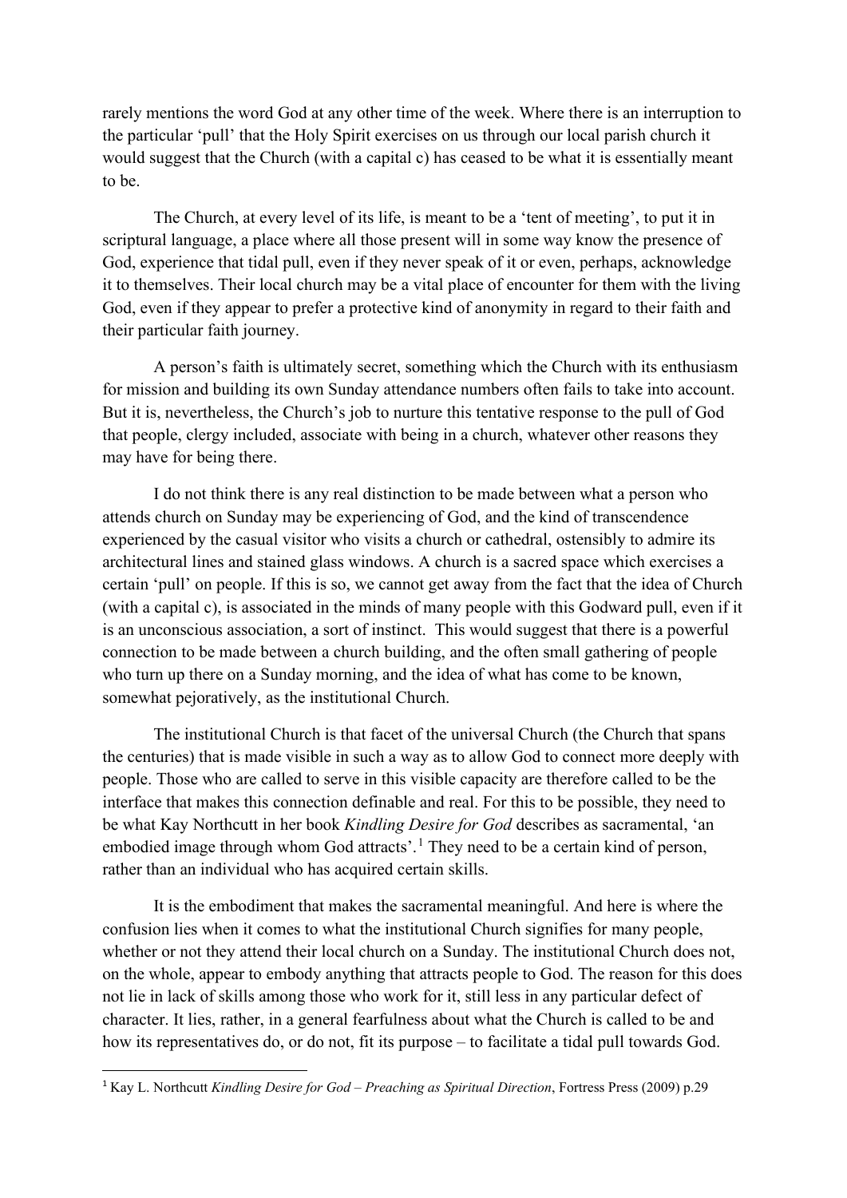rarely mentions the word God at any other time of the week. Where there is an interruption to the particular 'pull' that the Holy Spirit exercises on us through our local parish church it would suggest that the Church (with a capital c) has ceased to be what it is essentially meant to be.

The Church, at every level of its life, is meant to be a 'tent of meeting', to put it in scriptural language, a place where all those present will in some way know the presence of God, experience that tidal pull, even if they never speak of it or even, perhaps, acknowledge it to themselves. Their local church may be a vital place of encounter for them with the living God, even if they appear to prefer a protective kind of anonymity in regard to their faith and their particular faith journey.

A person's faith is ultimately secret, something which the Church with its enthusiasm for mission and building its own Sunday attendance numbers often fails to take into account. But it is, nevertheless, the Church's job to nurture this tentative response to the pull of God that people, clergy included, associate with being in a church, whatever other reasons they may have for being there.

I do not think there is any real distinction to be made between what a person who attends church on Sunday may be experiencing of God, and the kind of transcendence experienced by the casual visitor who visits a church or cathedral, ostensibly to admire its architectural lines and stained glass windows. A church is a sacred space which exercises a certain 'pull' on people. If this is so, we cannot get away from the fact that the idea of Church (with a capital c), is associated in the minds of many people with this Godward pull, even if it is an unconscious association, a sort of instinct. This would suggest that there is a powerful connection to be made between a church building, and the often small gathering of people who turn up there on a Sunday morning, and the idea of what has come to be known, somewhat pejoratively, as the institutional Church.

The institutional Church is that facet of the universal Church (the Church that spans the centuries) that is made visible in such a way as to allow God to connect more deeply with people. Those who are called to serve in this visible capacity are therefore called to be the interface that makes this connection definable and real. For this to be possible, they need to be what Kay Northcutt in her book *Kindling Desire for God* describes as sacramental, 'an embodied image through whom God attracts'.[1] They need to be a certain kind of person, rather than an individual who has acquired certain skills.

It is the embodiment that makes the sacramental meaningful. And here is where the confusion lies when it comes to what the institutional Church signifies for many people, whether or not they attend their local church on a Sunday. The institutional Church does not, on the whole, appear to embody anything that attracts people to God. The reason for this does not lie in lack of skills among those who work for it, still less in any particular defect of character. It lies, rather, in a general fearfulness about what the Church is called to be and how its representatives do, or do not, fit its purpose – to facilitate a tidal pull towards God.

---

[1] Kay L. Northcutt *Kindling Desire for God – Preaching as Spiritual Direction*, Fortress Press (2009) p.29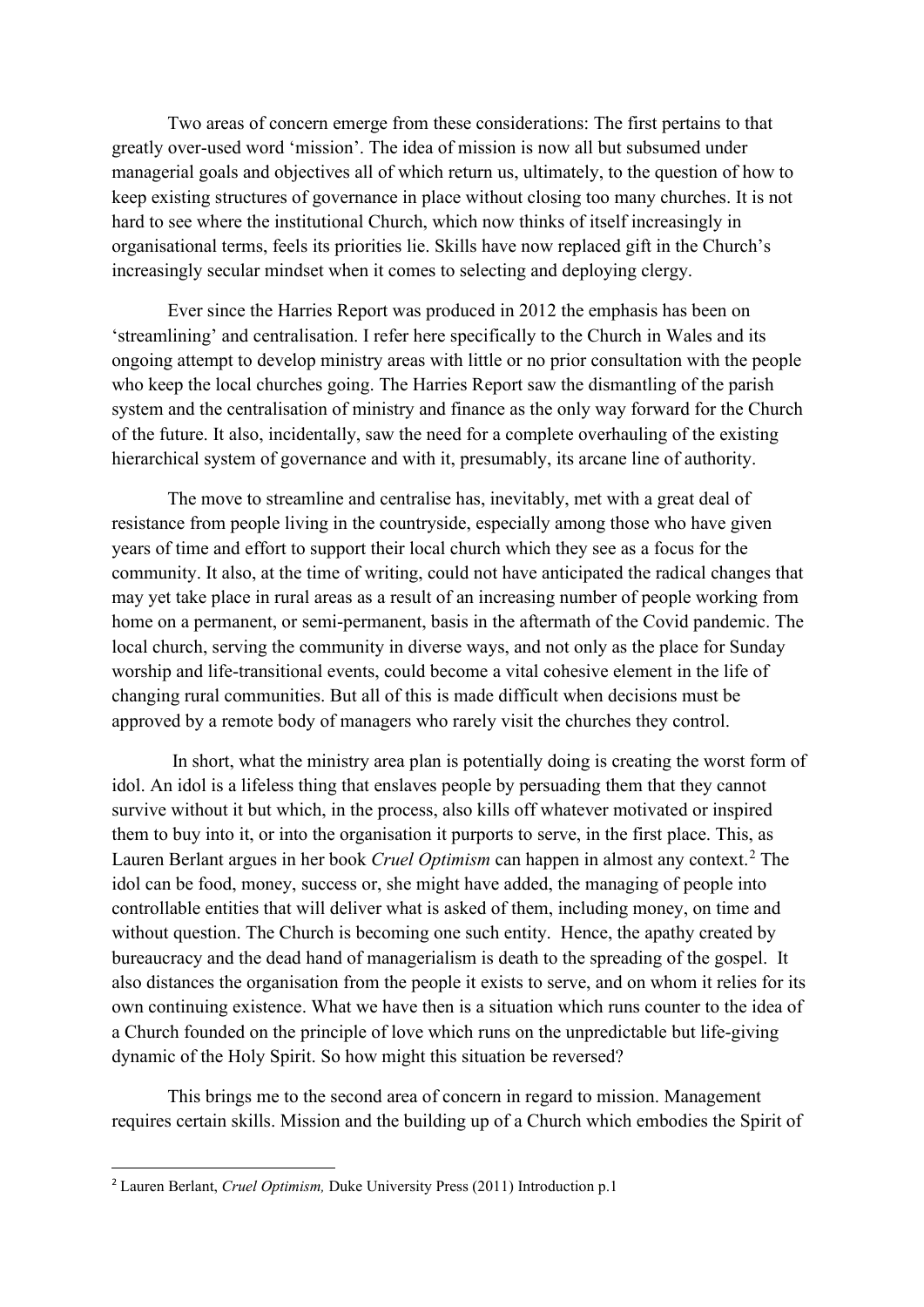Two areas of concern emerge from these considerations: The first pertains to that greatly over-used word 'mission'. The idea of mission is now all but subsumed under managerial goals and objectives all of which return us, ultimately, to the question of how to keep existing structures of governance in place without closing too many churches. It is not hard to see where the institutional Church, which now thinks of itself increasingly in organisational terms, feels its priorities lie. Skills have now replaced gift in the Church's increasingly secular mindset when it comes to selecting and deploying clergy.

Ever since the Harries Report was produced in 2012 the emphasis has been on 'streamlining' and centralisation. I refer here specifically to the Church in Wales and its ongoing attempt to develop ministry areas with little or no prior consultation with the people who keep the local churches going. The Harries Report saw the dismantling of the parish system and the centralisation of ministry and finance as the only way forward for the Church of the future. It also, incidentally, saw the need for a complete overhauling of the existing hierarchical system of governance and with it, presumably, its arcane line of authority.

The move to streamline and centralise has, inevitably, met with a great deal of resistance from people living in the countryside, especially among those who have given years of time and effort to support their local church which they see as a focus for the community. It also, at the time of writing, could not have anticipated the radical changes that may yet take place in rural areas as a result of an increasing number of people working from home on a permanent, or semi-permanent, basis in the aftermath of the Covid pandemic. The local church, serving the community in diverse ways, and not only as the place for Sunday worship and life-transitional events, could become a vital cohesive element in the life of changing rural communities. But all of this is made difficult when decisions must be approved by a remote body of managers who rarely visit the churches they control.

In short, what the ministry area plan is potentially doing is creating the worst form of idol. An idol is a lifeless thing that enslaves people by persuading them that they cannot survive without it but which, in the process, also kills off whatever motivated or inspired them to buy into it, or into the organisation it purports to serve, in the first place. This, as Lauren Berlant argues in her book *Cruel Optimism* can happen in almost any context.[2] The idol can be food, money, success or, she might have added, the managing of people into controllable entities that will deliver what is asked of them, including money, on time and without question. The Church is becoming one such entity. Hence, the apathy created by bureaucracy and the dead hand of managerialism is death to the spreading of the gospel. It also distances the organisation from the people it exists to serve, and on whom it relies for its own continuing existence. What we have then is a situation which runs counter to the idea of a Church founded on the principle of love which runs on the unpredictable but life-giving dynamic of the Holy Spirit. So how might this situation be reversed?

This brings me to the second area of concern in regard to mission. Management requires certain skills. Mission and the building up of a Church which embodies the Spirit of

[2] Lauren Berlant, *Cruel Optimism,* Duke University Press (2011) Introduction p.1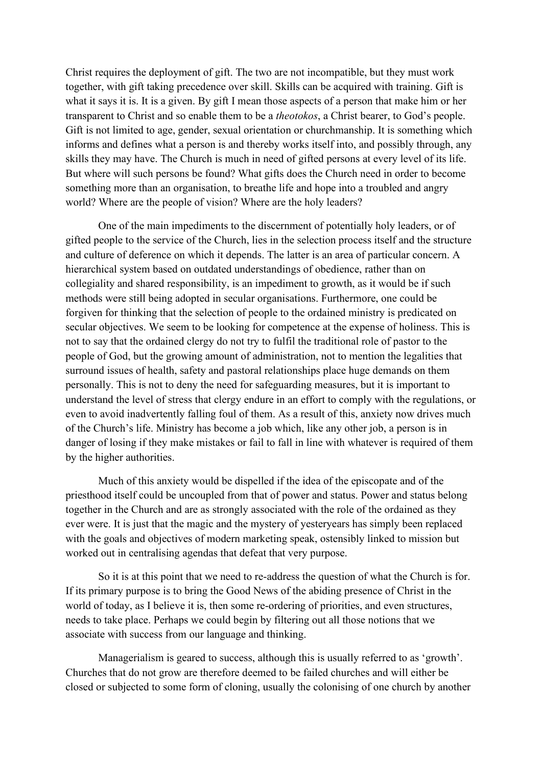Christ requires the deployment of gift. The two are not incompatible, but they must work together, with gift taking precedence over skill. Skills can be acquired with training. Gift is what it says it is. It is a given. By gift I mean those aspects of a person that make him or her transparent to Christ and so enable them to be a *theotokos*, a Christ bearer, to God's people. Gift is not limited to age, gender, sexual orientation or churchmanship. It is something which informs and defines what a person is and thereby works itself into, and possibly through, any skills they may have. The Church is much in need of gifted persons at every level of its life. But where will such persons be found? What gifts does the Church need in order to become something more than an organisation, to breathe life and hope into a troubled and angry world? Where are the people of vision? Where are the holy leaders?

One of the main impediments to the discernment of potentially holy leaders, or of gifted people to the service of the Church, lies in the selection process itself and the structure and culture of deference on which it depends. The latter is an area of particular concern. A hierarchical system based on outdated understandings of obedience, rather than on collegiality and shared responsibility, is an impediment to growth, as it would be if such methods were still being adopted in secular organisations. Furthermore, one could be forgiven for thinking that the selection of people to the ordained ministry is predicated on secular objectives. We seem to be looking for competence at the expense of holiness. This is not to say that the ordained clergy do not try to fulfil the traditional role of pastor to the people of God, but the growing amount of administration, not to mention the legalities that surround issues of health, safety and pastoral relationships place huge demands on them personally. This is not to deny the need for safeguarding measures, but it is important to understand the level of stress that clergy endure in an effort to comply with the regulations, or even to avoid inadvertently falling foul of them. As a result of this, anxiety now drives much of the Church's life. Ministry has become a job which, like any other job, a person is in danger of losing if they make mistakes or fail to fall in line with whatever is required of them by the higher authorities.

Much of this anxiety would be dispelled if the idea of the episcopate and of the priesthood itself could be uncoupled from that of power and status. Power and status belong together in the Church and are as strongly associated with the role of the ordained as they ever were. It is just that the magic and the mystery of yesteryears has simply been replaced with the goals and objectives of modern marketing speak, ostensibly linked to mission but worked out in centralising agendas that defeat that very purpose.

So it is at this point that we need to re-address the question of what the Church is for. If its primary purpose is to bring the Good News of the abiding presence of Christ in the world of today, as I believe it is, then some re-ordering of priorities, and even structures, needs to take place. Perhaps we could begin by filtering out all those notions that we associate with success from our language and thinking.

Managerialism is geared to success, although this is usually referred to as 'growth'. Churches that do not grow are therefore deemed to be failed churches and will either be closed or subjected to some form of cloning, usually the colonising of one church by another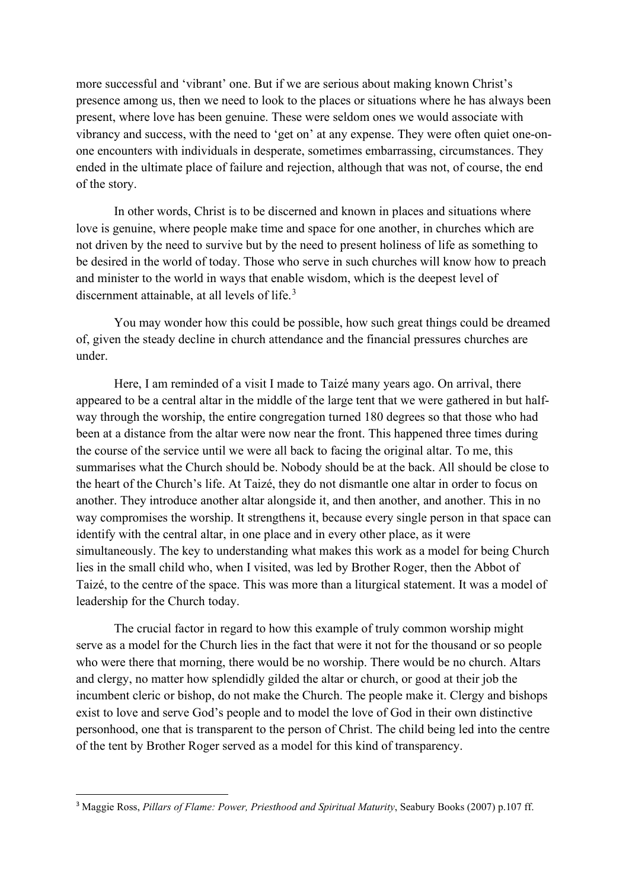more successful and 'vibrant' one. But if we are serious about making known Christ's presence among us, then we need to look to the places or situations where he has always been present, where love has been genuine. These were seldom ones we would associate with vibrancy and success, with the need to 'get on' at any expense. They were often quiet one-on-one encounters with individuals in desperate, sometimes embarrassing, circumstances. They ended in the ultimate place of failure and rejection, although that was not, of course, the end of the story.

In other words, Christ is to be discerned and known in places and situations where love is genuine, where people make time and space for one another, in churches which are not driven by the need to survive but by the need to present holiness of life as something to be desired in the world of today. Those who serve in such churches will know how to preach and minister to the world in ways that enable wisdom, which is the deepest level of discernment attainable, at all levels of life.[3]

You may wonder how this could be possible, how such great things could be dreamed of, given the steady decline in church attendance and the financial pressures churches are under.

Here, I am reminded of a visit I made to Taizé many years ago. On arrival, there appeared to be a central altar in the middle of the large tent that we were gathered in but half-way through the worship, the entire congregation turned 180 degrees so that those who had been at a distance from the altar were now near the front. This happened three times during the course of the service until we were all back to facing the original altar. To me, this summarises what the Church should be. Nobody should be at the back. All should be close to the heart of the Church's life. At Taizé, they do not dismantle one altar in order to focus on another. They introduce another altar alongside it, and then another, and another. This in no way compromises the worship. It strengthens it, because every single person in that space can identify with the central altar, in one place and in every other place, as it were simultaneously. The key to understanding what makes this work as a model for being Church lies in the small child who, when I visited, was led by Brother Roger, then the Abbot of Taizé, to the centre of the space. This was more than a liturgical statement. It was a model of leadership for the Church today.

The crucial factor in regard to how this example of truly common worship might serve as a model for the Church lies in the fact that were it not for the thousand or so people who were there that morning, there would be no worship. There would be no church. Altars and clergy, no matter how splendidly gilded the altar or church, or good at their job the incumbent cleric or bishop, do not make the Church. The people make it. Clergy and bishops exist to love and serve God's people and to model the love of God in their own distinctive personhood, one that is transparent to the person of Christ. The child being led into the centre of the tent by Brother Roger served as a model for this kind of transparency.

---

[3] Maggie Ross, *Pillars of Flame: Power, Priesthood and Spiritual Maturity*, Seabury Books (2007) p.107 ff.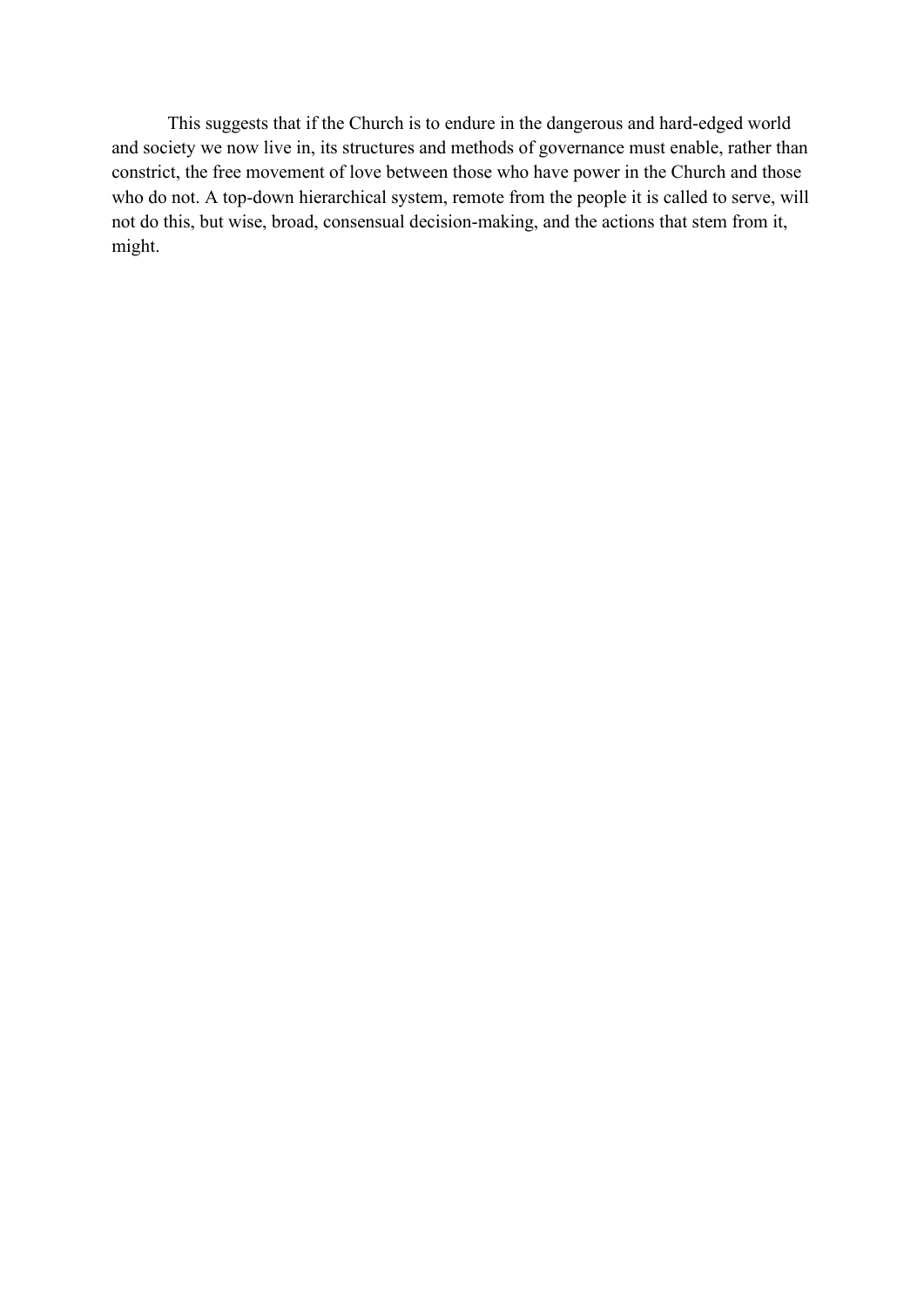This suggests that if the Church is to endure in the dangerous and hard-edged world and society we now live in, its structures and methods of governance must enable, rather than constrict, the free movement of love between those who have power in the Church and those who do not. A top-down hierarchical system, remote from the people it is called to serve, will not do this, but wise, broad, consensual decision-making, and the actions that stem from it, might.